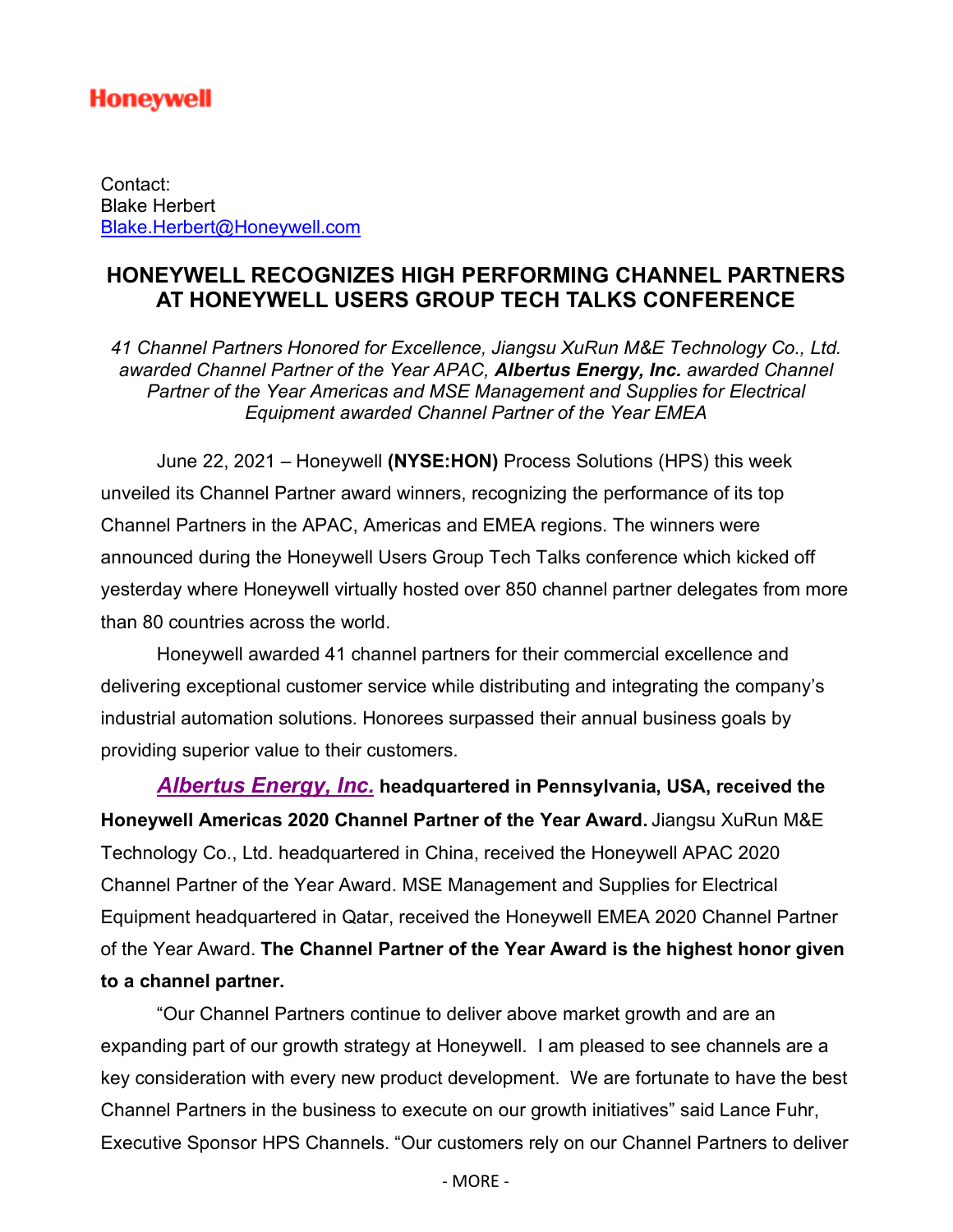**Honeywell**

Contact:
Blake Herbert
Blake.Herbert@Honeywell.com

# HONEYWELL RECOGNIZES HIGH PERFORMING CHANNEL PARTNERS AT HONEYWELL USERS GROUP TECH TALKS CONFERENCE

*41 Channel Partners Honored for Excellence, Jiangsu XuRun M&E Technology Co., Ltd. awarded Channel Partner of the Year APAC,* ***Albertus Energy, Inc.*** *awarded Channel Partner of the Year Americas and MSE Management and Supplies for Electrical Equipment awarded Channel Partner of the Year EMEA*

June 22, 2021 – Honeywell **(NYSE:HON)** Process Solutions (HPS) this week unveiled its Channel Partner award winners, recognizing the performance of its top Channel Partners in the APAC, Americas and EMEA regions. The winners were announced during the Honeywell Users Group Tech Talks conference which kicked off yesterday where Honeywell virtually hosted over 850 channel partner delegates from more than 80 countries across the world.

Honeywell awarded 41 channel partners for their commercial excellence and delivering exceptional customer service while distributing and integrating the company's industrial automation solutions. Honorees surpassed their annual business goals by providing superior value to their customers.

***Albertus Energy, Inc.*** **headquartered in Pennsylvania, USA, received the Honeywell Americas 2020 Channel Partner of the Year Award.** Jiangsu XuRun M&E Technology Co., Ltd. headquartered in China, received the Honeywell APAC 2020 Channel Partner of the Year Award. MSE Management and Supplies for Electrical Equipment headquartered in Qatar, received the Honeywell EMEA 2020 Channel Partner of the Year Award. **The Channel Partner of the Year Award is the highest honor given to a channel partner.**

"Our Channel Partners continue to deliver above market growth and are an expanding part of our growth strategy at Honeywell. I am pleased to see channels are a key consideration with every new product development. We are fortunate to have the best Channel Partners in the business to execute on our growth initiatives" said Lance Fuhr, Executive Sponsor HPS Channels. "Our customers rely on our Channel Partners to deliver

\- MORE -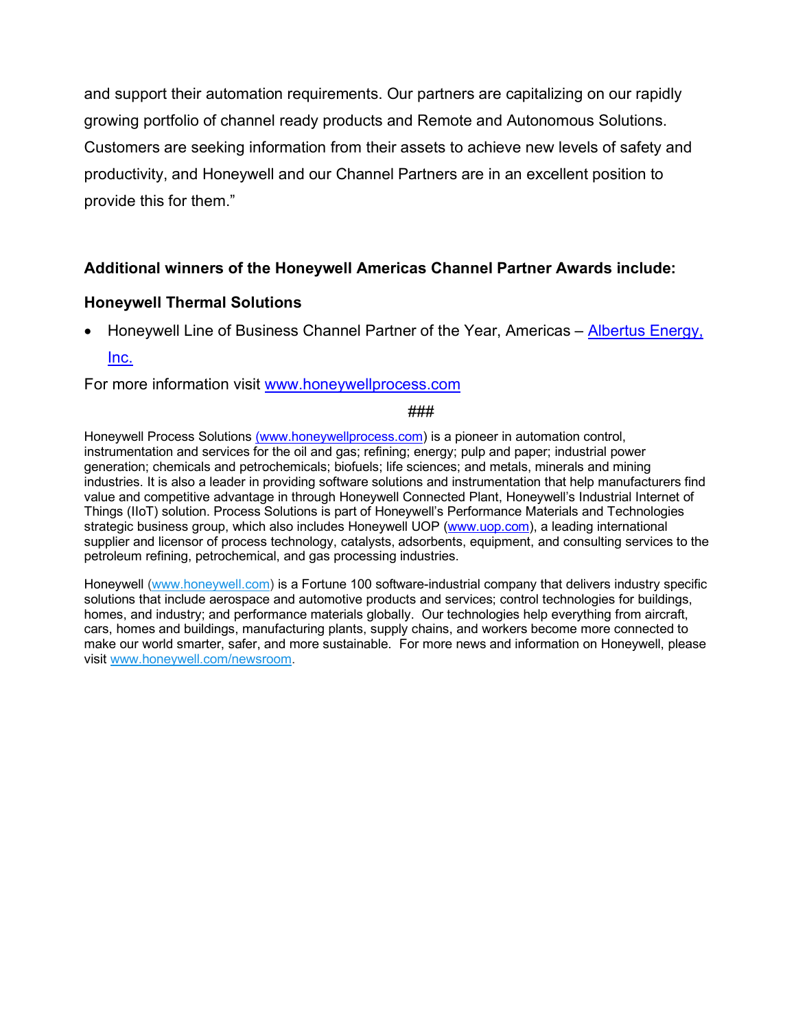and support their automation requirements. Our partners are capitalizing on our rapidly growing portfolio of channel ready products and Remote and Autonomous Solutions. Customers are seeking information from their assets to achieve new levels of safety and productivity, and Honeywell and our Channel Partners are in an excellent position to provide this for them."

**Additional winners of the Honeywell Americas Channel Partner Awards include:**

**Honeywell Thermal Solutions**

- Honeywell Line of Business Channel Partner of the Year, Americas – Albertus Energy, Inc.

For more information visit www.honeywellprocess.com

###

Honeywell Process Solutions (www.honeywellprocess.com) is a pioneer in automation control, instrumentation and services for the oil and gas; refining; energy; pulp and paper; industrial power generation; chemicals and petrochemicals; biofuels; life sciences; and metals, minerals and mining industries. It is also a leader in providing software solutions and instrumentation that help manufacturers find value and competitive advantage in through Honeywell Connected Plant, Honeywell's Industrial Internet of Things (IIoT) solution. Process Solutions is part of Honeywell's Performance Materials and Technologies strategic business group, which also includes Honeywell UOP (www.uop.com), a leading international supplier and licensor of process technology, catalysts, adsorbents, equipment, and consulting services to the petroleum refining, petrochemical, and gas processing industries.

Honeywell (www.honeywell.com) is a Fortune 100 software-industrial company that delivers industry specific solutions that include aerospace and automotive products and services; control technologies for buildings, homes, and industry; and performance materials globally. Our technologies help everything from aircraft, cars, homes and buildings, manufacturing plants, supply chains, and workers become more connected to make our world smarter, safer, and more sustainable. For more news and information on Honeywell, please visit www.honeywell.com/newsroom.